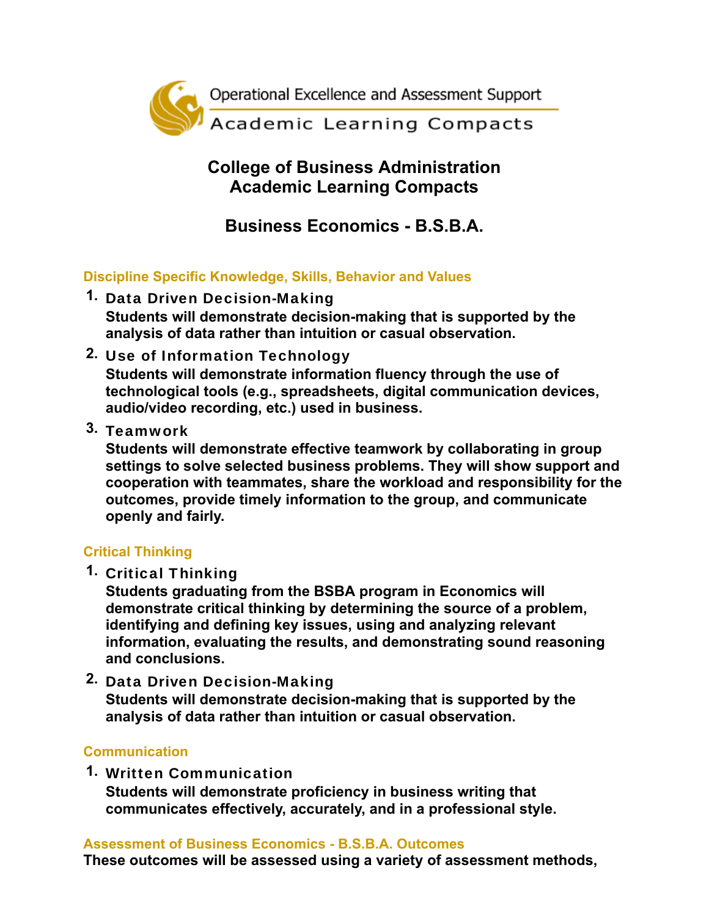Operational Excellence and Assessment Support

Academic Learning Compacts

# College of Business Administration
# Academic Learning Compacts

## Business Economics - B.S.B.A.

### Discipline Specific Knowledge, Skills, Behavior and Values

1. **Data Driven Decision-Making**
   **Students will demonstrate decision-making that is supported by the analysis of data rather than intuition or casual observation.**

2. **Use of Information Technology**
   **Students will demonstrate information fluency through the use of technological tools (e.g., spreadsheets, digital communication devices, audio/video recording, etc.) used in business.**

3. **Teamwork**
   **Students will demonstrate effective teamwork by collaborating in group settings to solve selected business problems. They will show support and cooperation with teammates, share the workload and responsibility for the outcomes, provide timely information to the group, and communicate openly and fairly.**

### Critical Thinking

1. **Critical Thinking**
   **Students graduating from the BSBA program in Economics will demonstrate critical thinking by determining the source of a problem, identifying and defining key issues, using and analyzing relevant information, evaluating the results, and demonstrating sound reasoning and conclusions.**

2. **Data Driven Decision-Making**
   **Students will demonstrate decision-making that is supported by the analysis of data rather than intuition or casual observation.**

### Communication

1. **Written Communication**
   **Students will demonstrate proficiency in business writing that communicates effectively, accurately, and in a professional style.**

### Assessment of Business Economics - B.S.B.A. Outcomes

**These outcomes will be assessed using a variety of assessment methods,**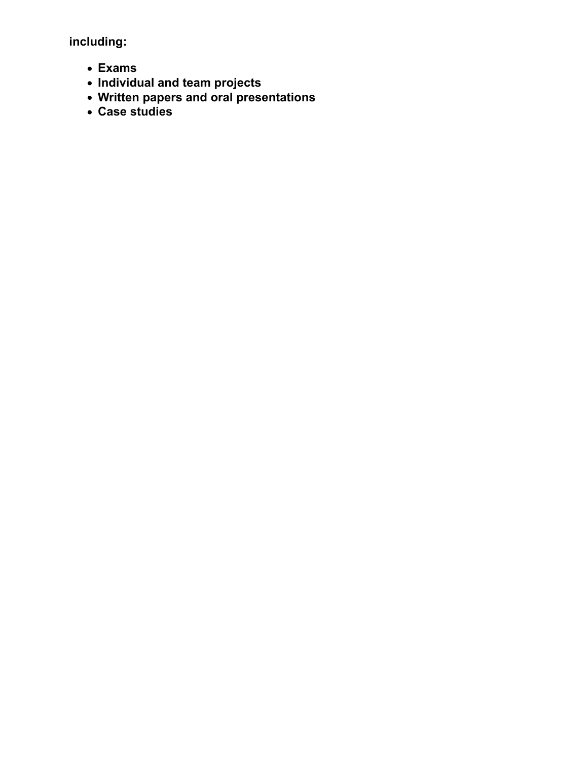**including:**

- **Exams**
- **Individual and team projects**
- **Written papers and oral presentations**
- **Case studies**